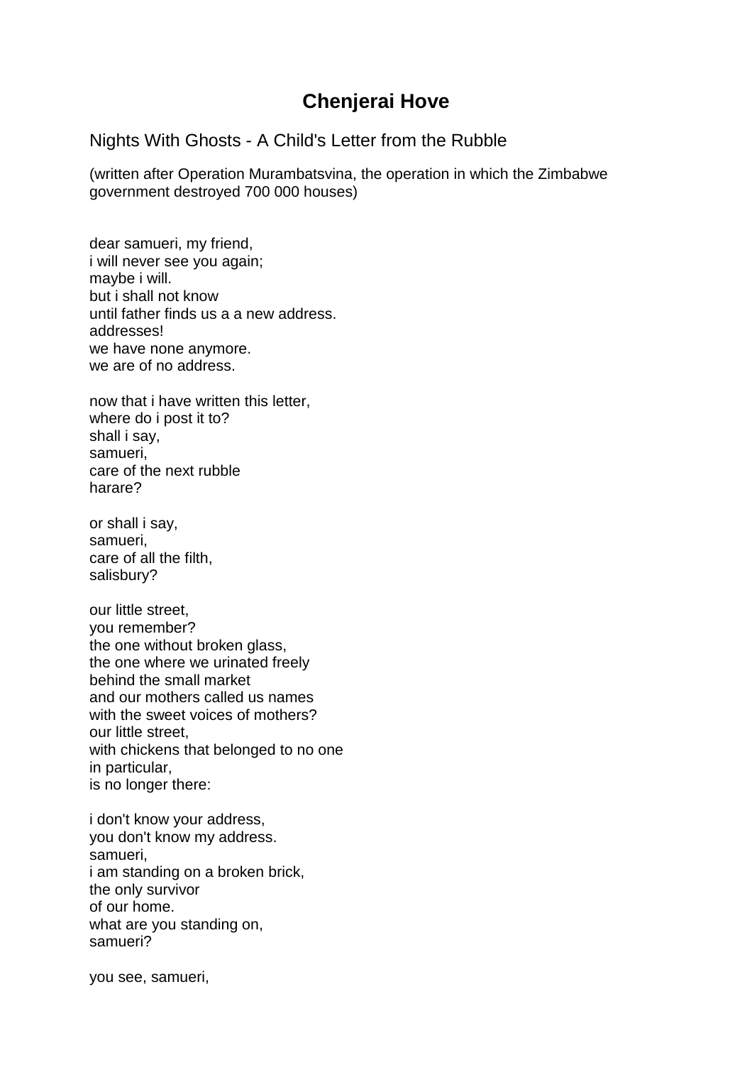# Chenjerai Hove

## Nights With Ghosts - A Child's Letter from the Rubble

(written after Operation Murambatsvina, the operation in which the Zimbabwe government destroyed 700 000 houses)

dear samueri, my friend,  
i will never see you again;  
maybe i will.  
but i shall not know  
until father finds us a a new address.  
addresses!  
we have none anymore.  
we are of no address.

now that i have written this letter,  
where do i post it to?  
shall i say,  
samueri,  
care of the next rubble  
harare?

or shall i say,  
samueri,  
care of all the filth,  
salisbury?

our little street,  
you remember?  
the one without broken glass,  
the one where we urinated freely  
behind the small market  
and our mothers called us names  
with the sweet voices of mothers?  
our little street,  
with chickens that belonged to no one  
in particular,  
is no longer there:

i don't know your address,  
you don't know my address.  
samueri,  
i am standing on a broken brick,  
the only survivor  
of our home.  
what are you standing on,  
samueri?

you see, samueri,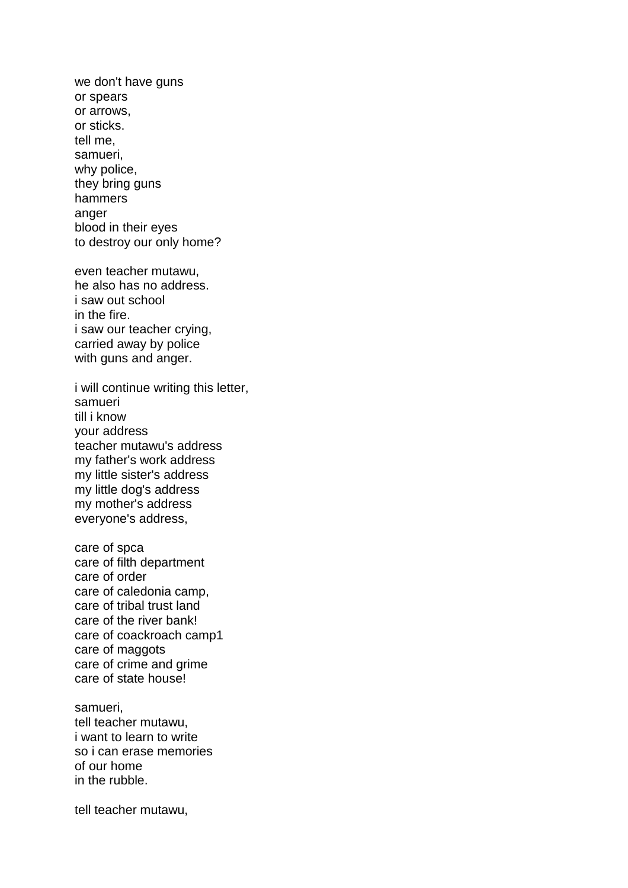we don't have guns
or spears
or arrows,
or sticks.
tell me,
samueri,
why police,
they bring guns
hammers
anger
blood in their eyes
to destroy our only home?

even teacher mutawu,
he also has no address.
i saw out school
in the fire.
i saw our teacher crying,
carried away by police
with guns and anger.

i will continue writing this letter,
samueri
till i know
your address
teacher mutawu's address
my father's work address
my little sister's address
my little dog's address
my mother's address
everyone's address,

care of spca
care of filth department
care of order
care of caledonia camp,
care of tribal trust land
care of the river bank!
care of coackroach camp1
care of maggots
care of crime and grime
care of state house!

samueri,
tell teacher mutawu,
i want to learn to write
so i can erase memories
of our home
in the rubble.

tell teacher mutawu,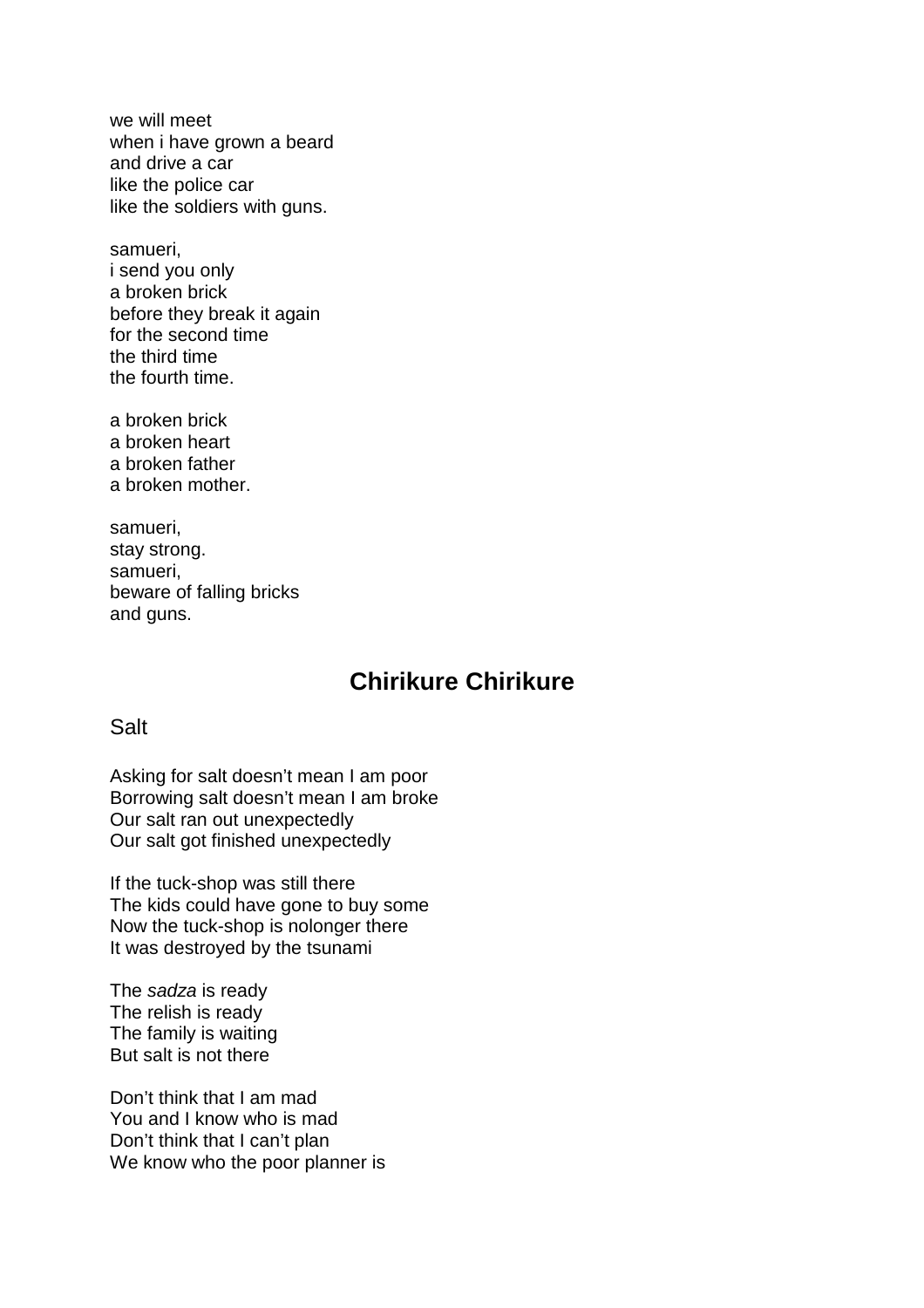we will meet  
when i have grown a beard  
and drive a car  
like the police car  
like the soldiers with guns.

samueri,  
i send you only  
a broken brick  
before they break it again  
for the second time  
the third time  
the fourth time.

a broken brick  
a broken heart  
a broken father  
a broken mother.

samueri,  
stay strong.  
samueri,  
beware of falling bricks  
and guns.

## Chirikure Chirikure

### Salt

Asking for salt doesn't mean I am poor  
Borrowing salt doesn't mean I am broke  
Our salt ran out unexpectedly  
Our salt got finished unexpectedly

If the tuck-shop was still there  
The kids could have gone to buy some  
Now the tuck-shop is nolonger there  
It was destroyed by the tsunami

The *sadza* is ready  
The relish is ready  
The family is waiting  
But salt is not there

Don't think that I am mad  
You and I know who is mad  
Don't think that I can't plan  
We know who the poor planner is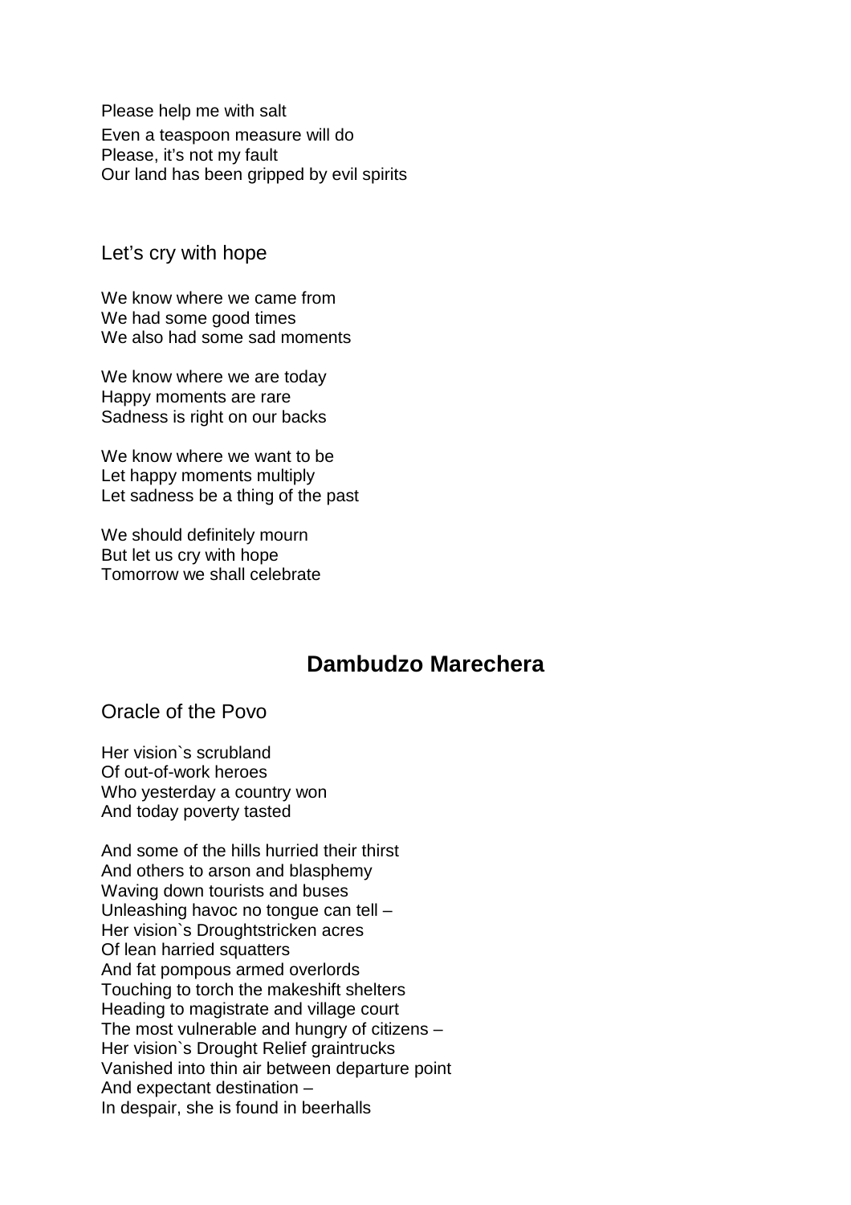Please help me with salt
Even a teaspoon measure will do
Please, it's not my fault
Our land has been gripped by evil spirits

### Let's cry with hope

We know where we came from
We had some good times
We also had some sad moments

We know where we are today
Happy moments are rare
Sadness is right on our backs

We know where we want to be
Let happy moments multiply
Let sadness be a thing of the past

We should definitely mourn
But let us cry with hope
Tomorrow we shall celebrate

## Dambudzo Marechera

### Oracle of the Povo

Her vision`s scrubland
Of out-of-work heroes
Who yesterday a country won
And today poverty tasted

And some of the hills hurried their thirst
And others to arson and blasphemy
Waving down tourists and buses
Unleashing havoc no tongue can tell –
Her vision`s Droughtstricken acres
Of lean harried squatters
And fat pompous armed overlords
Touching to torch the makeshift shelters
Heading to magistrate and village court
The most vulnerable and hungry of citizens –
Her vision`s Drought Relief graintrucks
Vanished into thin air between departure point
And expectant destination –
In despair, she is found in beerhalls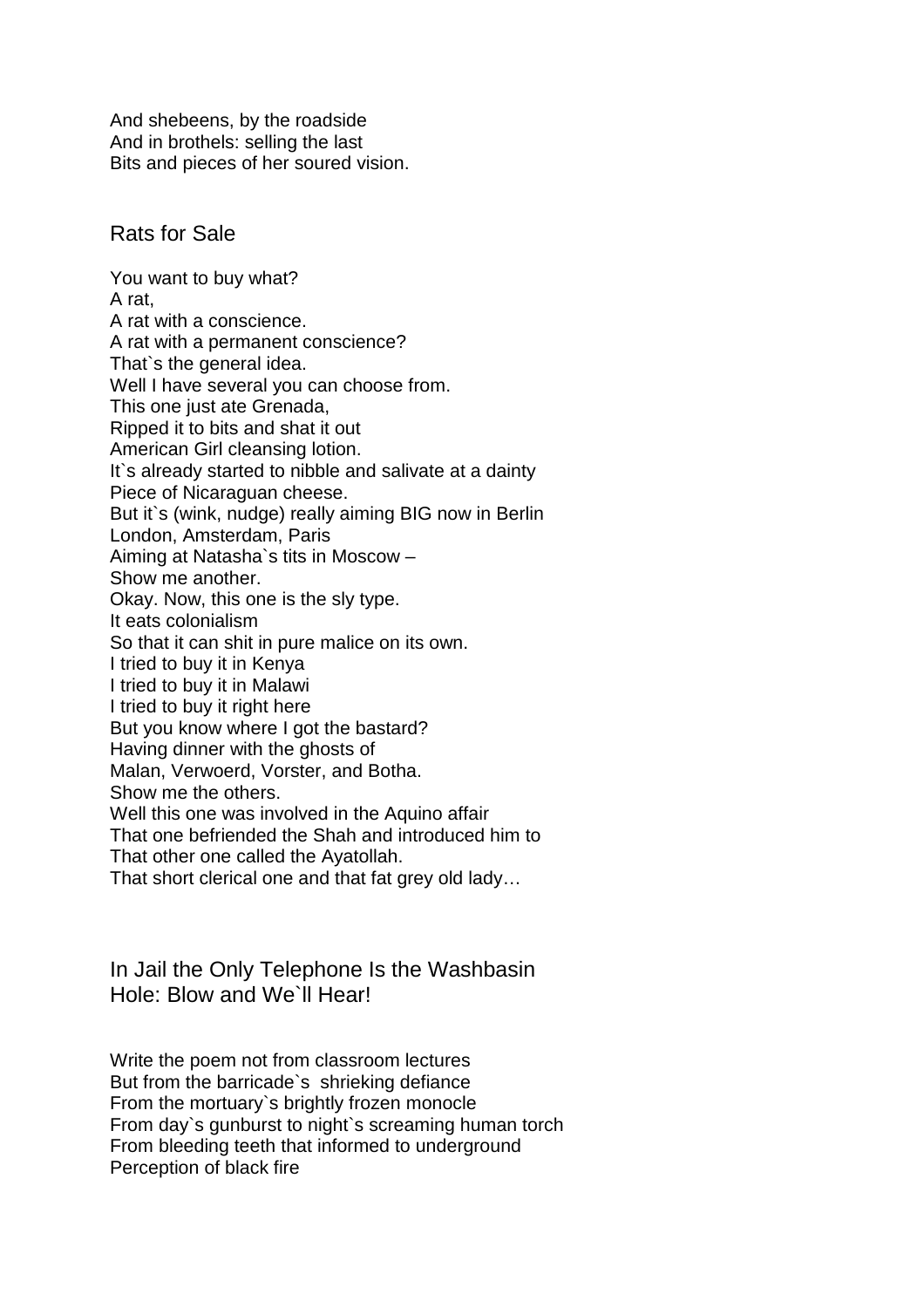And shebeens, by the roadside
And in brothels: selling the last
Bits and pieces of her soured vision.

## Rats for Sale

You want to buy what?
A rat,
A rat with a conscience.
A rat with a permanent conscience?
That`s the general idea.
Well I have several you can choose from.
This one just ate Grenada,
Ripped it to bits and shat it out
American Girl cleansing lotion.
It`s already started to nibble and salivate at a dainty
Piece of Nicaraguan cheese.
But it`s (wink, nudge) really aiming BIG now in Berlin
London, Amsterdam, Paris
Aiming at Natasha`s tits in Moscow –
Show me another.
Okay. Now, this one is the sly type.
It eats colonialism
So that it can shit in pure malice on its own.
I tried to buy it in Kenya
I tried to buy it in Malawi
I tried to buy it right here
But you know where I got the bastard?
Having dinner with the ghosts of
Malan, Verwoerd, Vorster, and Botha.
Show me the others.
Well this one was involved in the Aquino affair
That one befriended the Shah and introduced him to
That other one called the Ayatollah.
That short clerical one and that fat grey old lady…

## In Jail the Only Telephone Is the Washbasin Hole: Blow and We`ll Hear!

Write the poem not from classroom lectures
But from the barricade`s shrieking defiance
From the mortuary`s brightly frozen monocle
From day`s gunburst to night`s screaming human torch
From bleeding teeth that informed to underground
Perception of black fire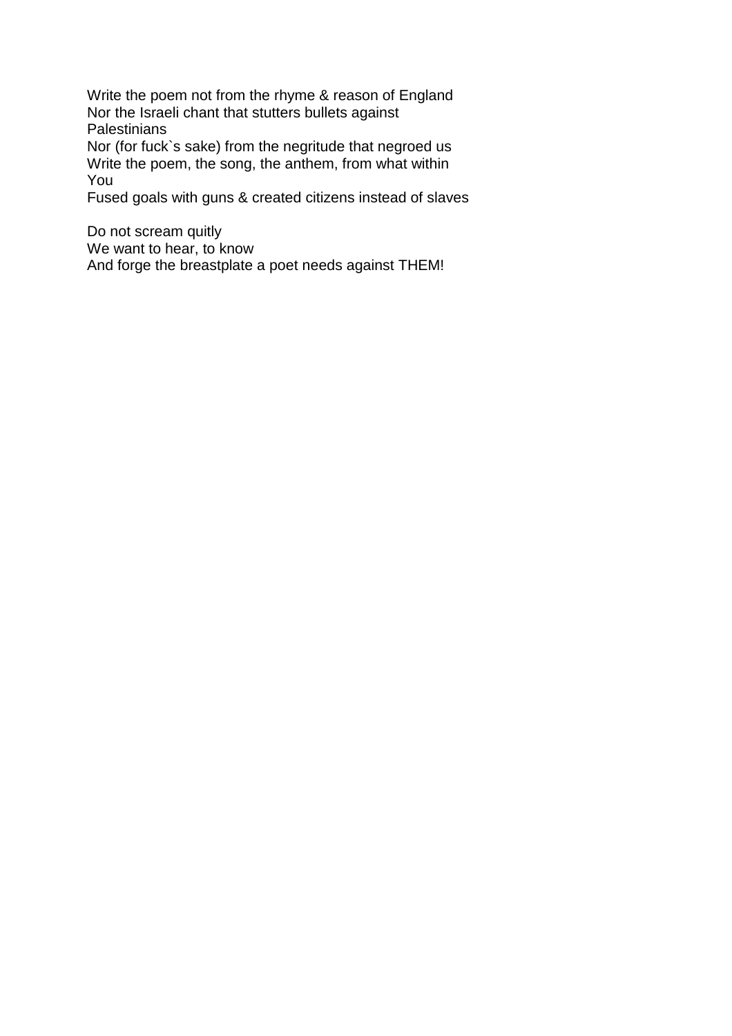Write the poem not from the rhyme & reason of England
Nor the Israeli chant that stutters bullets against
Palestinians
Nor (for fuck`s sake) from the negritude that negroed us
Write the poem, the song, the anthem, from what within
You
Fused goals with guns & created citizens instead of slaves

Do not scream quitly
We want to hear, to know
And forge the breastplate a poet needs against THEM!